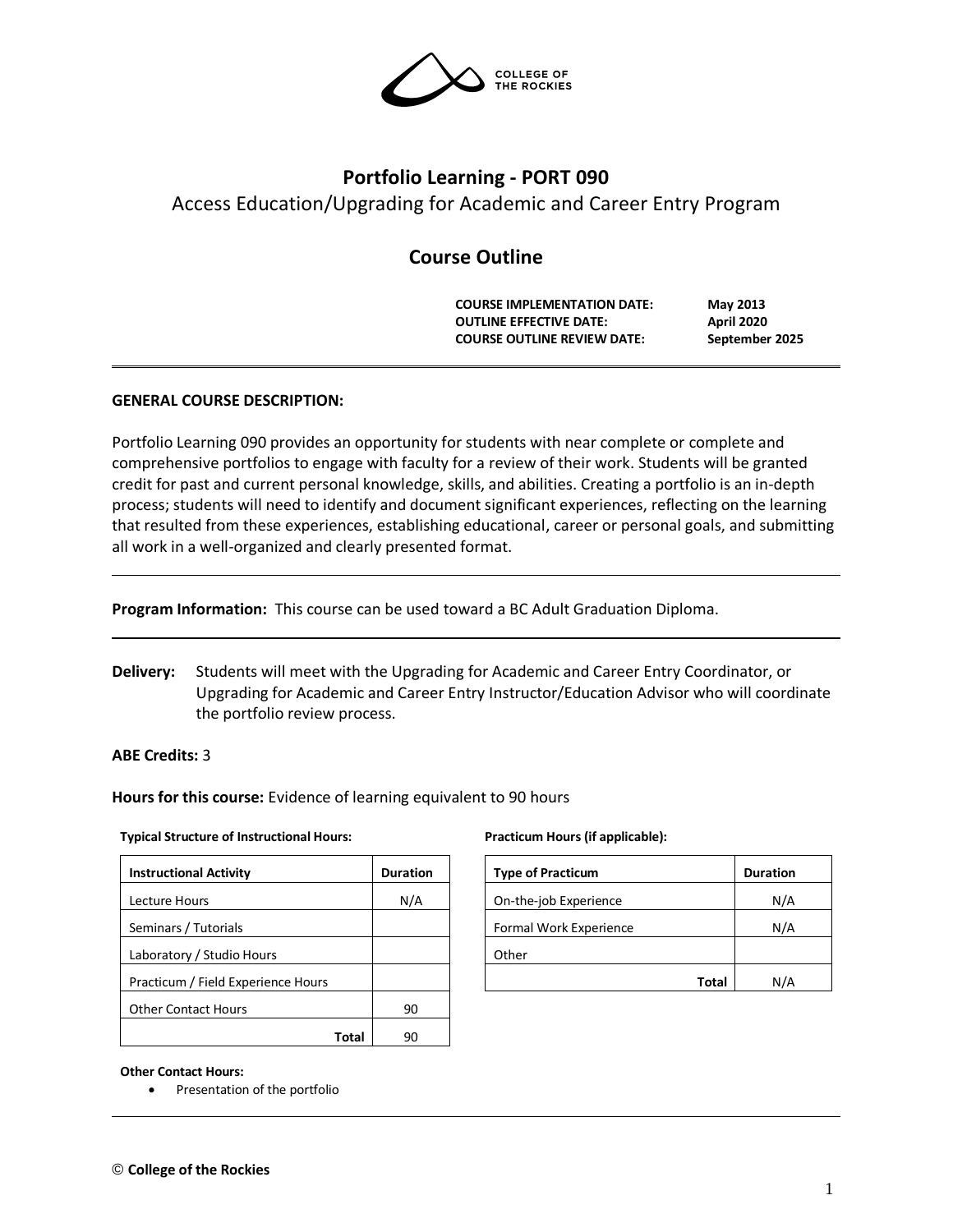COLLEGE OF THE ROCKIES

# Portfolio Learning - PORT 090

Access Education/Upgrading for Academic and Career Entry Program

## Course Outline

| | |
|---|---|
| **COURSE IMPLEMENTATION DATE:** | **May 2013** |
| **OUTLINE EFFECTIVE DATE:** | **April 2020** |
| **COURSE OUTLINE REVIEW DATE:** | **September 2025** |

**GENERAL COURSE DESCRIPTION:**

Portfolio Learning 090 provides an opportunity for students with near complete or complete and comprehensive portfolios to engage with faculty for a review of their work. Students will be granted credit for past and current personal knowledge, skills, and abilities. Creating a portfolio is an in-depth process; students will need to identify and document significant experiences, reflecting on the learning that resulted from these experiences, establishing educational, career or personal goals, and submitting all work in a well-organized and clearly presented format.

---

**Program Information:** This course can be used toward a BC Adult Graduation Diploma.

---

**Delivery:** Students will meet with the Upgrading for Academic and Career Entry Coordinator, or Upgrading for Academic and Career Entry Instructor/Education Advisor who will coordinate the portfolio review process.

**ABE Credits:** 3

**Hours for this course:** Evidence of learning equivalent to 90 hours

**Typical Structure of Instructional Hours:**

| Instructional Activity | Duration |
|---|---|
| Lecture Hours | N/A |
| Seminars / Tutorials | |
| Laboratory / Studio Hours | |
| Practicum / Field Experience Hours | |
| Other Contact Hours | 90 |
| **Total** | 90 |

**Practicum Hours (if applicable):**

| Type of Practicum | Duration |
|---|---|
| On-the-job Experience | N/A |
| Formal Work Experience | N/A |
| Other | |
| **Total** | N/A |

**Other Contact Hours:**

- Presentation of the portfolio

---

© **College of the Rockies**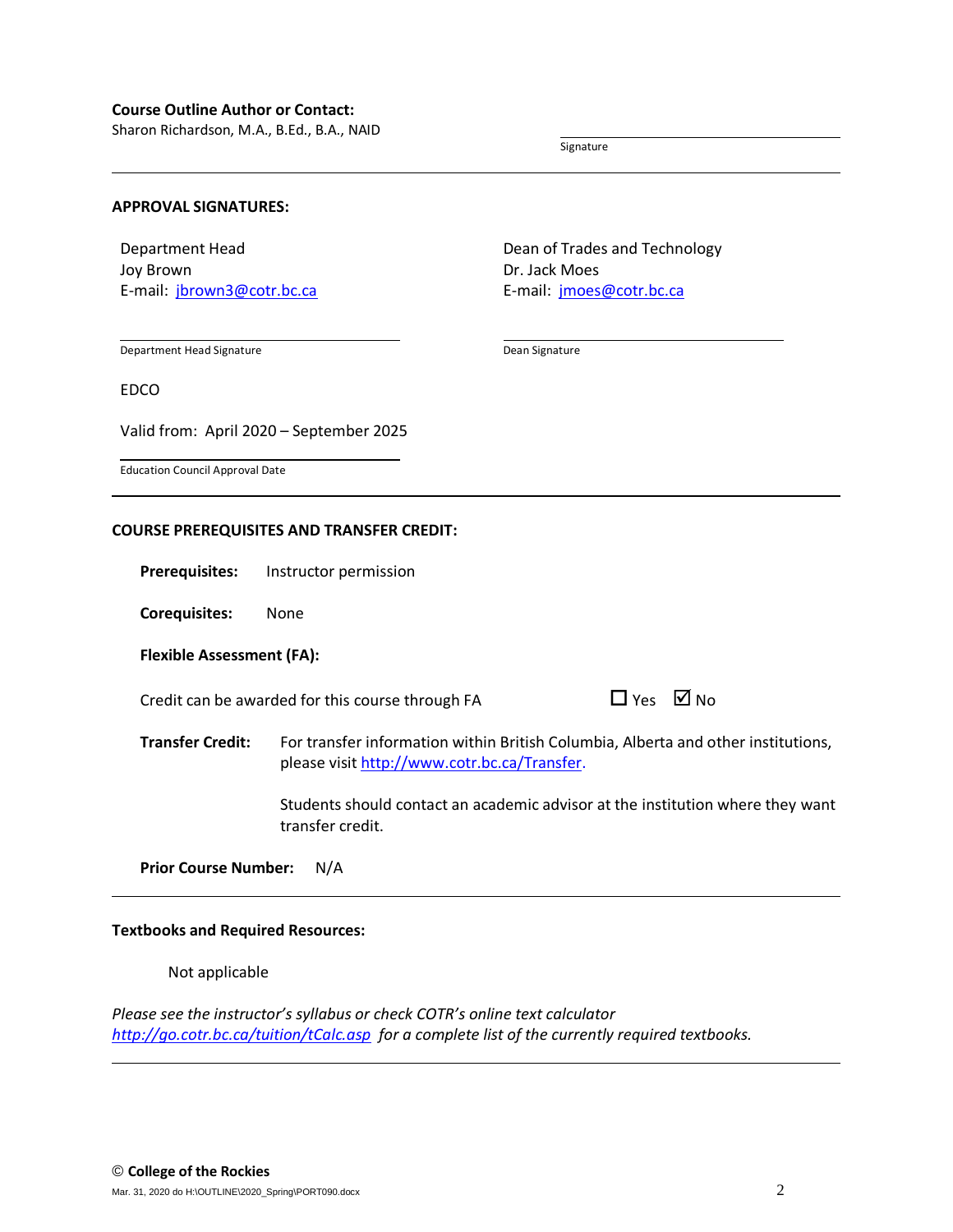**Course Outline Author or Contact:**
Sharon Richardson, M.A., B.Ed., B.A., NAID

Signature

---

**APPROVAL SIGNATURES:**

Department Head
Joy Brown
E-mail: [jbrown3@cotr.bc.ca](mailto:jbrown3@cotr.bc.ca)

Department Head Signature

Dean of Trades and Technology
Dr. Jack Moes
E-mail: [jmoes@cotr.bc.ca](mailto:jmoes@cotr.bc.ca)

Dean Signature

EDCO

Valid from: April 2020 – September 2025

Education Council Approval Date

---

**COURSE PREREQUISITES AND TRANSFER CREDIT:**

**Prerequisites:** Instructor permission

**Corequisites:** None

**Flexible Assessment (FA):**

Credit can be awarded for this course through FA ☐ Yes ☑ No

**Transfer Credit:** For transfer information within British Columbia, Alberta and other institutions, please visit [http://www.cotr.bc.ca/Transfer](http://www.cotr.bc.ca/Transfer).

Students should contact an academic advisor at the institution where they want transfer credit.

**Prior Course Number:** N/A

---

**Textbooks and Required Resources:**

Not applicable

*Please see the instructor's syllabus or check COTR's online text calculator [http://go.cotr.bc.ca/tuition/tCalc.asp](http://go.cotr.bc.ca/tuition/tCalc.asp) for a complete list of the currently required textbooks.*

---

© **College of the Rockies**

Mar. 31, 2020 do H:\OUTLINE\2020_Spring\PORT090.docx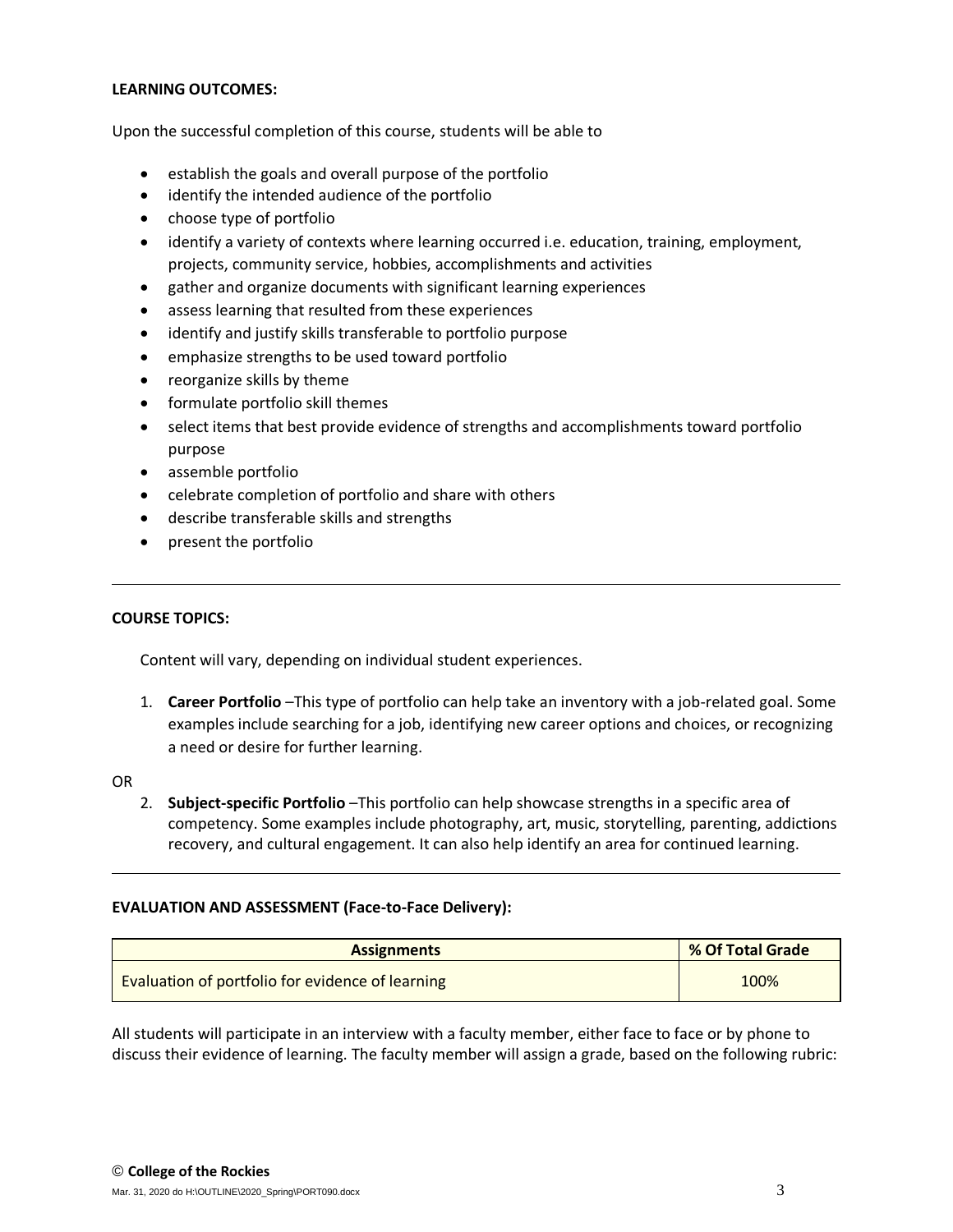**LEARNING OUTCOMES:**

Upon the successful completion of this course, students will be able to

- establish the goals and overall purpose of the portfolio
- identify the intended audience of the portfolio
- choose type of portfolio
- identify a variety of contexts where learning occurred i.e. education, training, employment, projects, community service, hobbies, accomplishments and activities
- gather and organize documents with significant learning experiences
- assess learning that resulted from these experiences
- identify and justify skills transferable to portfolio purpose
- emphasize strengths to be used toward portfolio
- reorganize skills by theme
- formulate portfolio skill themes
- select items that best provide evidence of strengths and accomplishments toward portfolio purpose
- assemble portfolio
- celebrate completion of portfolio and share with others
- describe transferable skills and strengths
- present the portfolio

---

**COURSE TOPICS:**

Content will vary, depending on individual student experiences.

1. **Career Portfolio** –This type of portfolio can help take an inventory with a job-related goal. Some examples include searching for a job, identifying new career options and choices, or recognizing a need or desire for further learning.

OR

2. **Subject-specific Portfolio** –This portfolio can help showcase strengths in a specific area of competency. Some examples include photography, art, music, storytelling, parenting, addictions recovery, and cultural engagement. It can also help identify an area for continued learning.

---

**EVALUATION AND ASSESSMENT (Face-to-Face Delivery):**

| Assignments | % Of Total Grade |
|---|---|
| Evaluation of portfolio for evidence of learning | 100% |

All students will participate in an interview with a faculty member, either face to face or by phone to discuss their evidence of learning. The faculty member will assign a grade, based on the following rubric: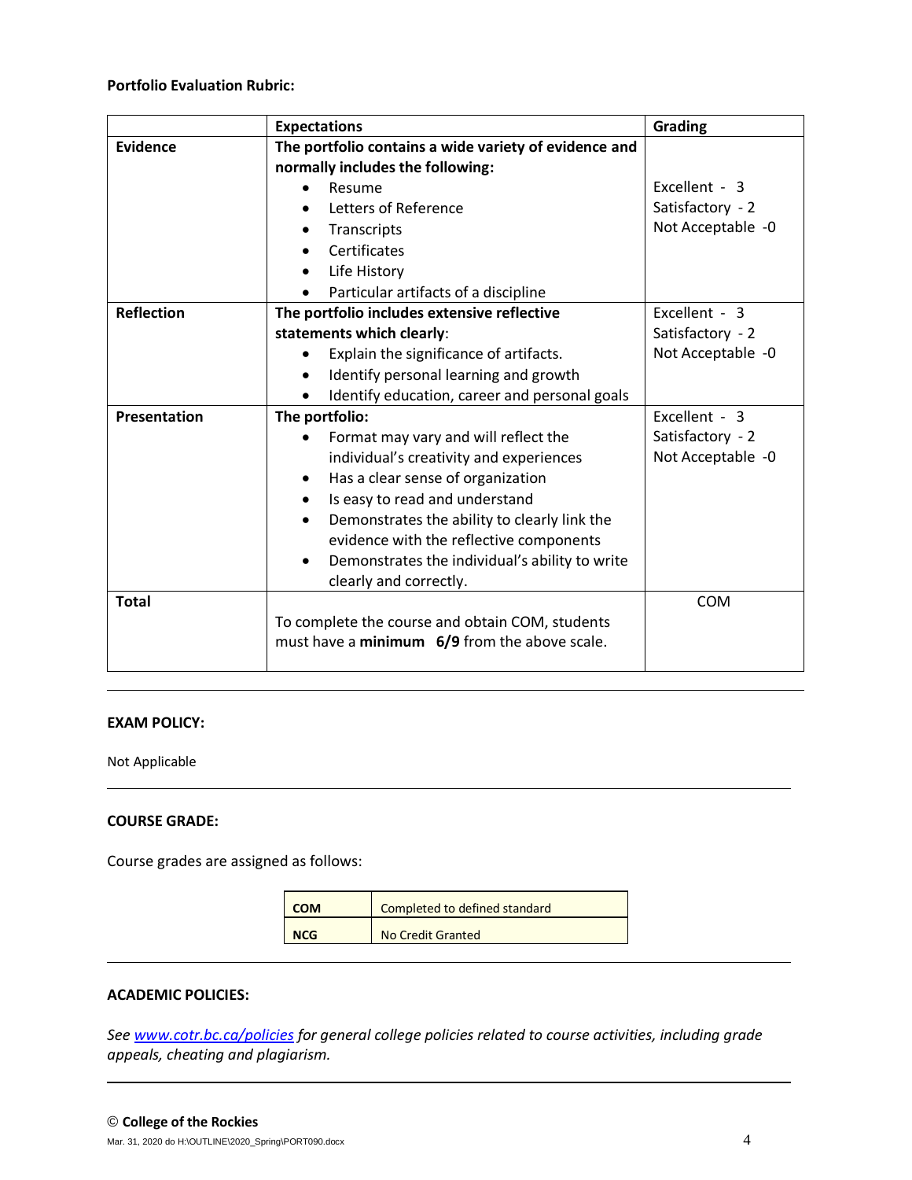**Portfolio Evaluation Rubric:**

| | Expectations | Grading |
|---|---|---|
| **Evidence** | **The portfolio contains a wide variety of evidence and normally includes the following:**<br>• Resume<br>• Letters of Reference<br>• Transcripts<br>• Certificates<br>• Life History<br>• Particular artifacts of a discipline | Excellent - 3<br>Satisfactory - 2<br>Not Acceptable -0 |
| **Reflection** | **The portfolio includes extensive reflective statements which clearly**:<br>• Explain the significance of artifacts.<br>• Identify personal learning and growth<br>• Identify education, career and personal goals | Excellent - 3<br>Satisfactory - 2<br>Not Acceptable -0 |
| **Presentation** | **The portfolio:**<br>• Format may vary and will reflect the individual's creativity and experiences<br>• Has a clear sense of organization<br>• Is easy to read and understand<br>• Demonstrates the ability to clearly link the evidence with the reflective components<br>• Demonstrates the individual's ability to write clearly and correctly. | Excellent - 3<br>Satisfactory - 2<br>Not Acceptable -0 |
| **Total** | To complete the course and obtain COM, students must have a **minimum 6/9** from the above scale. | COM |

---

**EXAM POLICY:**

Not Applicable

---

**COURSE GRADE:**

Course grades are assigned as follows:

| | |
|---|---|
| **COM** | Completed to defined standard |
| **NCG** | No Credit Granted |

---

**ACADEMIC POLICIES:**

*See www.cotr.bc.ca/policies for general college policies related to course activities, including grade appeals, cheating and plagiarism.*

---

© **College of the Rockies**

Mar. 31, 2020 do H:\OUTLINE\2020_Spring\PORT090.docx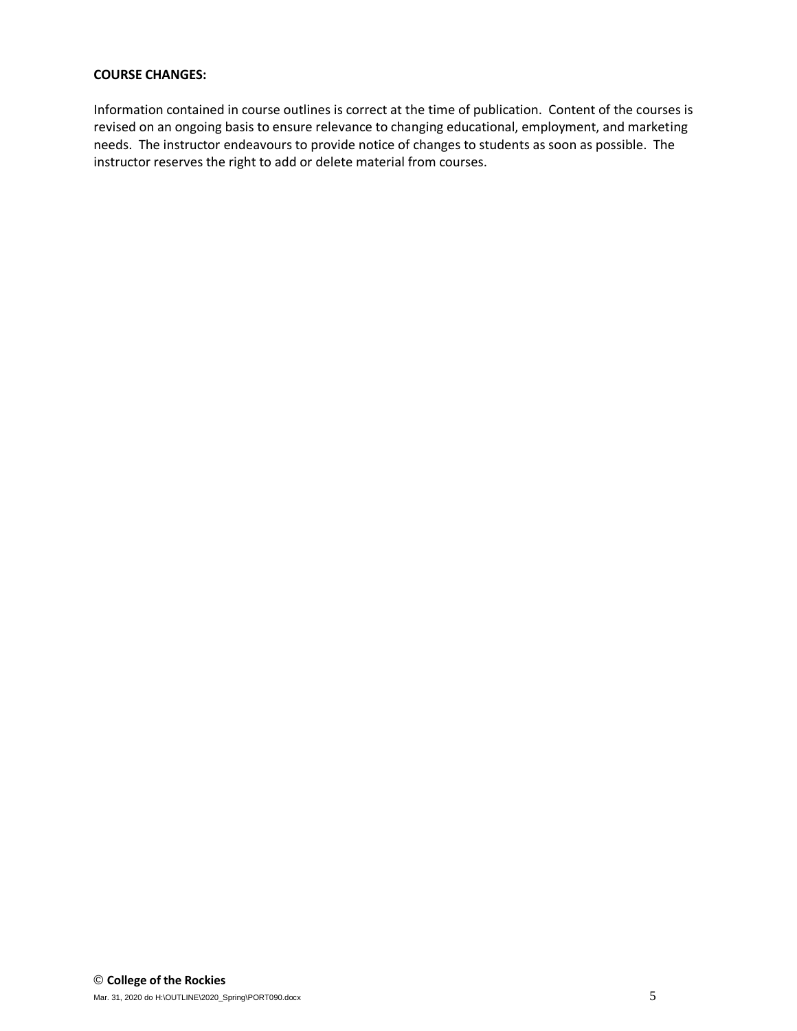**COURSE CHANGES:**

Information contained in course outlines is correct at the time of publication. Content of the courses is revised on an ongoing basis to ensure relevance to changing educational, employment, and marketing needs. The instructor endeavours to provide notice of changes to students as soon as possible. The instructor reserves the right to add or delete material from courses.